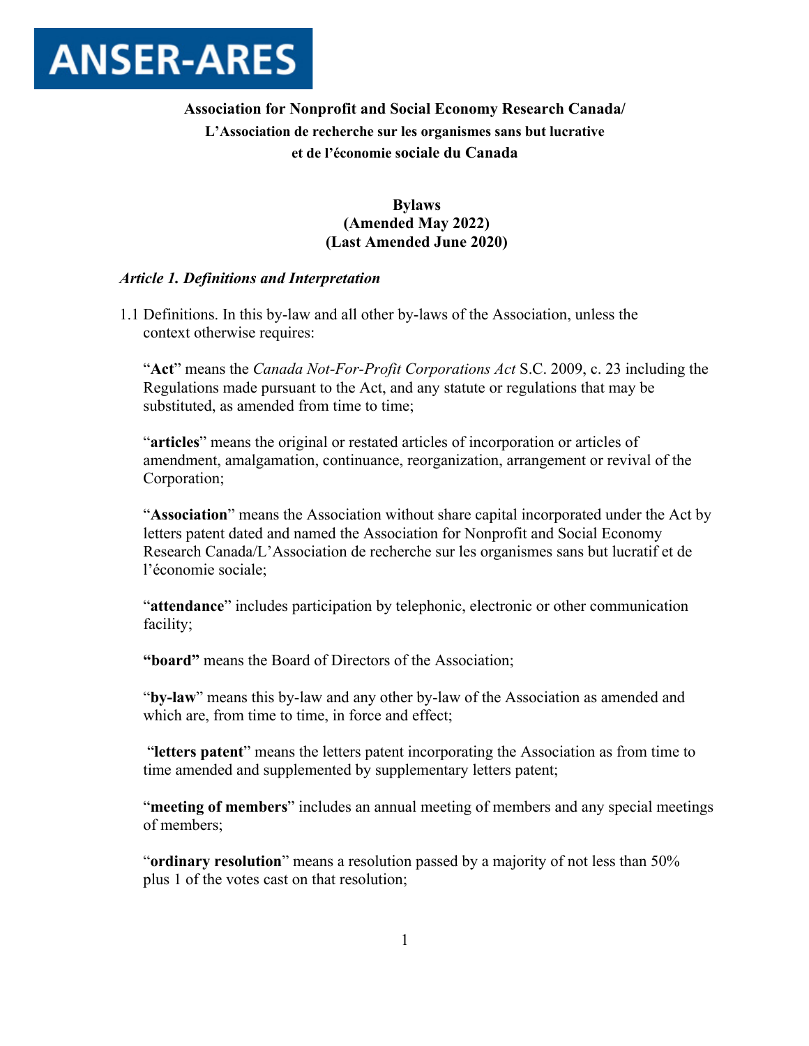# ANSER-ARES

**Association for Nonprofit and Social Economy Research Canada/**
**L'Association de recherche sur les organismes sans but lucrative**
**et de l'économie sociale du Canada**

**Bylaws**
**(Amended May 2022)**
**(Last Amended June 2020)**

## *Article 1. Definitions and Interpretation*

1.1 Definitions. In this by-law and all other by-laws of the Association, unless the context otherwise requires:

"**Act**" means the *Canada Not-For-Profit Corporations Act* S.C. 2009, c. 23 including the Regulations made pursuant to the Act, and any statute or regulations that may be substituted, as amended from time to time;

"**articles**" means the original or restated articles of incorporation or articles of amendment, amalgamation, continuance, reorganization, arrangement or revival of the Corporation;

"**Association**" means the Association without share capital incorporated under the Act by letters patent dated and named the Association for Nonprofit and Social Economy Research Canada/L'Association de recherche sur les organismes sans but lucratif et de l'économie sociale;

"**attendance**" includes participation by telephonic, electronic or other communication facility;

**"board"** means the Board of Directors of the Association;

"**by-law**" means this by-law and any other by-law of the Association as amended and which are, from time to time, in force and effect;

"**letters patent**" means the letters patent incorporating the Association as from time to time amended and supplemented by supplementary letters patent;

"**meeting of members**" includes an annual meeting of members and any special meetings of members;

"**ordinary resolution**" means a resolution passed by a majority of not less than 50% plus 1 of the votes cast on that resolution;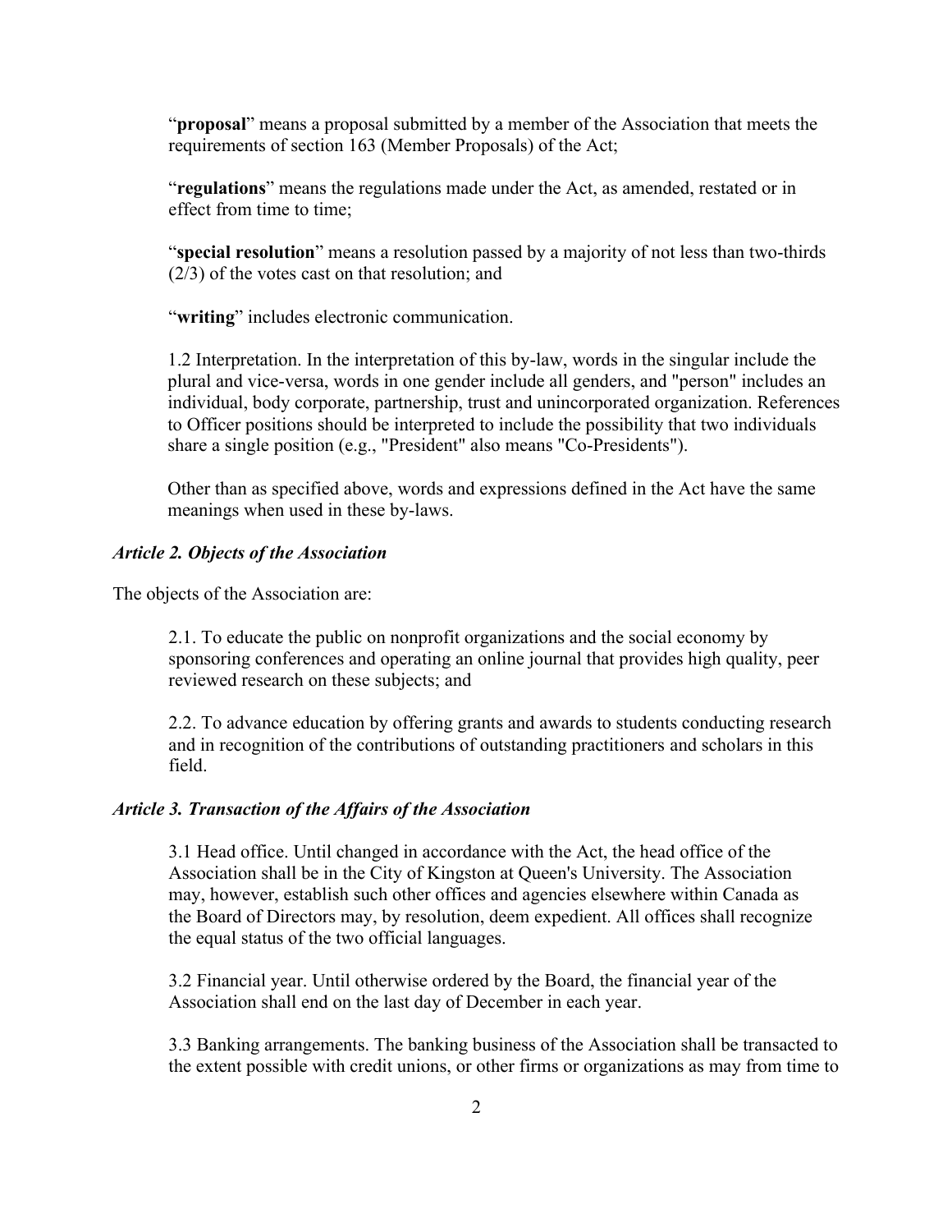"**proposal**" means a proposal submitted by a member of the Association that meets the requirements of section 163 (Member Proposals) of the Act;

"**regulations**" means the regulations made under the Act, as amended, restated or in effect from time to time;

"**special resolution**" means a resolution passed by a majority of not less than two-thirds (2/3) of the votes cast on that resolution; and

"**writing**" includes electronic communication.

1.2 Interpretation. In the interpretation of this by-law, words in the singular include the plural and vice-versa, words in one gender include all genders, and "person" includes an individual, body corporate, partnership, trust and unincorporated organization. References to Officer positions should be interpreted to include the possibility that two individuals share a single position (e.g., "President" also means "Co-Presidents").

Other than as specified above, words and expressions defined in the Act have the same meanings when used in these by-laws.

### *Article 2. Objects of the Association*

The objects of the Association are:

2.1. To educate the public on nonprofit organizations and the social economy by sponsoring conferences and operating an online journal that provides high quality, peer reviewed research on these subjects; and

2.2. To advance education by offering grants and awards to students conducting research and in recognition of the contributions of outstanding practitioners and scholars in this field.

### *Article 3. Transaction of the Affairs of the Association*

3.1 Head office. Until changed in accordance with the Act, the head office of the Association shall be in the City of Kingston at Queen's University. The Association may, however, establish such other offices and agencies elsewhere within Canada as the Board of Directors may, by resolution, deem expedient. All offices shall recognize the equal status of the two official languages.

3.2 Financial year. Until otherwise ordered by the Board, the financial year of the Association shall end on the last day of December in each year.

3.3 Banking arrangements. The banking business of the Association shall be transacted to the extent possible with credit unions, or other firms or organizations as may from time to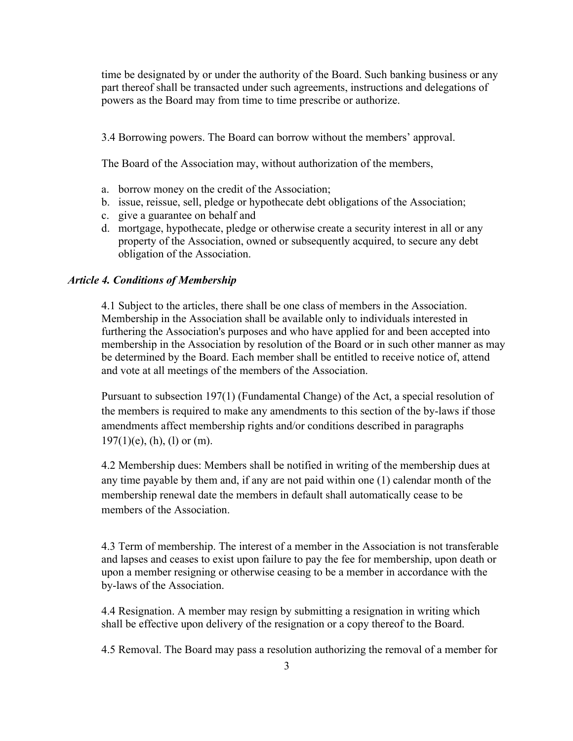time be designated by or under the authority of the Board. Such banking business or any part thereof shall be transacted under such agreements, instructions and delegations of powers as the Board may from time to time prescribe or authorize.

3.4 Borrowing powers. The Board can borrow without the members' approval.

The Board of the Association may, without authorization of the members,

a. borrow money on the credit of the Association;
b. issue, reissue, sell, pledge or hypothecate debt obligations of the Association;
c. give a guarantee on behalf and
d. mortgage, hypothecate, pledge or otherwise create a security interest in all or any property of the Association, owned or subsequently acquired, to secure any debt obligation of the Association.

### *Article 4. Conditions of Membership*

4.1 Subject to the articles, there shall be one class of members in the Association. Membership in the Association shall be available only to individuals interested in furthering the Association's purposes and who have applied for and been accepted into membership in the Association by resolution of the Board or in such other manner as may be determined by the Board. Each member shall be entitled to receive notice of, attend and vote at all meetings of the members of the Association.

Pursuant to subsection 197(1) (Fundamental Change) of the Act, a special resolution of the members is required to make any amendments to this section of the by-laws if those amendments affect membership rights and/or conditions described in paragraphs 197(1)(e), (h), (l) or (m).

4.2 Membership dues: Members shall be notified in writing of the membership dues at any time payable by them and, if any are not paid within one (1) calendar month of the membership renewal date the members in default shall automatically cease to be members of the Association.

4.3 Term of membership. The interest of a member in the Association is not transferable and lapses and ceases to exist upon failure to pay the fee for membership, upon death or upon a member resigning or otherwise ceasing to be a member in accordance with the by-laws of the Association.

4.4 Resignation. A member may resign by submitting a resignation in writing which shall be effective upon delivery of the resignation or a copy thereof to the Board.

4.5 Removal. The Board may pass a resolution authorizing the removal of a member for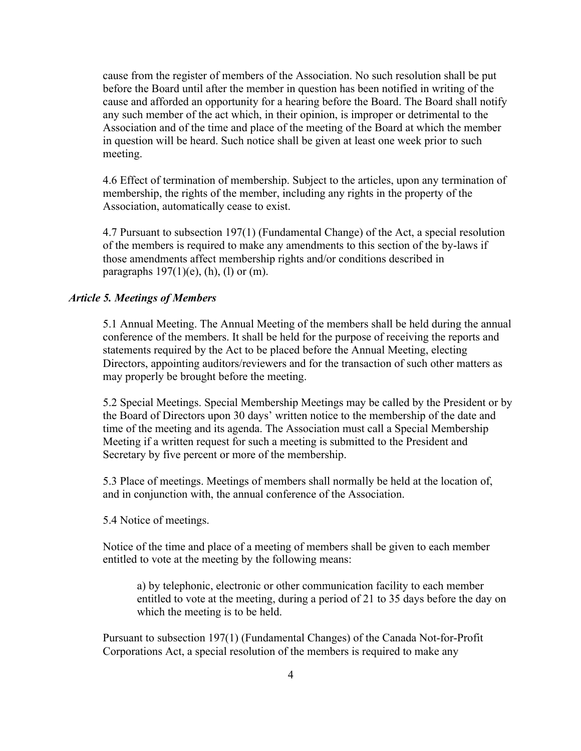cause from the register of members of the Association. No such resolution shall be put before the Board until after the member in question has been notified in writing of the cause and afforded an opportunity for a hearing before the Board. The Board shall notify any such member of the act which, in their opinion, is improper or detrimental to the Association and of the time and place of the meeting of the Board at which the member in question will be heard. Such notice shall be given at least one week prior to such meeting.

4.6 Effect of termination of membership. Subject to the articles, upon any termination of membership, the rights of the member, including any rights in the property of the Association, automatically cease to exist.

4.7 Pursuant to subsection 197(1) (Fundamental Change) of the Act, a special resolution of the members is required to make any amendments to this section of the by-laws if those amendments affect membership rights and/or conditions described in paragraphs 197(1)(e), (h), (l) or (m).

### *Article 5. Meetings of Members*

5.1 Annual Meeting. The Annual Meeting of the members shall be held during the annual conference of the members. It shall be held for the purpose of receiving the reports and statements required by the Act to be placed before the Annual Meeting, electing Directors, appointing auditors/reviewers and for the transaction of such other matters as may properly be brought before the meeting.

5.2 Special Meetings. Special Membership Meetings may be called by the President or by the Board of Directors upon 30 days' written notice to the membership of the date and time of the meeting and its agenda. The Association must call a Special Membership Meeting if a written request for such a meeting is submitted to the President and Secretary by five percent or more of the membership.

5.3 Place of meetings. Meetings of members shall normally be held at the location of, and in conjunction with, the annual conference of the Association.

5.4 Notice of meetings.

Notice of the time and place of a meeting of members shall be given to each member entitled to vote at the meeting by the following means:

a) by telephonic, electronic or other communication facility to each member entitled to vote at the meeting, during a period of 21 to 35 days before the day on which the meeting is to be held.

Pursuant to subsection 197(1) (Fundamental Changes) of the Canada Not-for-Profit Corporations Act, a special resolution of the members is required to make any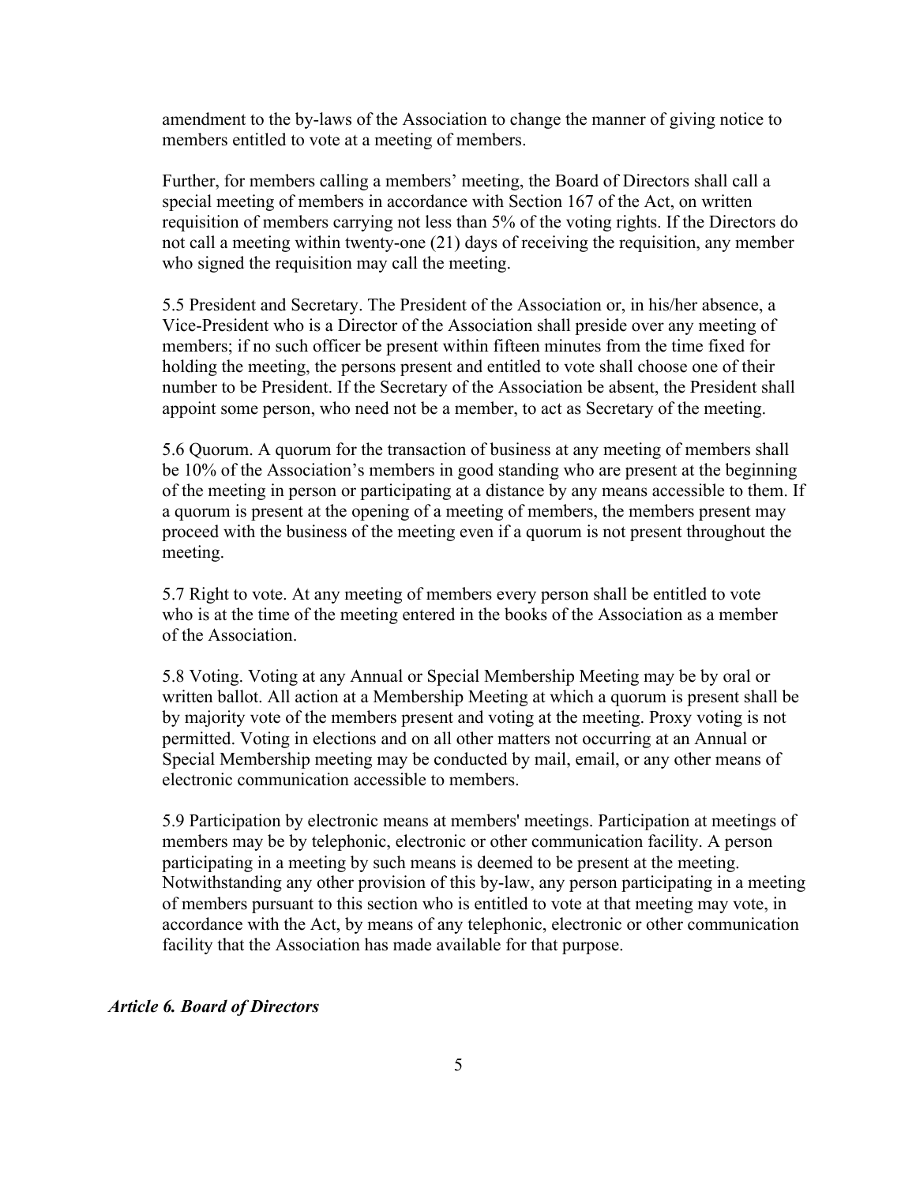amendment to the by-laws of the Association to change the manner of giving notice to members entitled to vote at a meeting of members.

Further, for members calling a members' meeting, the Board of Directors shall call a special meeting of members in accordance with Section 167 of the Act, on written requisition of members carrying not less than 5% of the voting rights. If the Directors do not call a meeting within twenty-one (21) days of receiving the requisition, any member who signed the requisition may call the meeting.

5.5 President and Secretary. The President of the Association or, in his/her absence, a Vice-President who is a Director of the Association shall preside over any meeting of members; if no such officer be present within fifteen minutes from the time fixed for holding the meeting, the persons present and entitled to vote shall choose one of their number to be President. If the Secretary of the Association be absent, the President shall appoint some person, who need not be a member, to act as Secretary of the meeting.

5.6 Quorum. A quorum for the transaction of business at any meeting of members shall be 10% of the Association's members in good standing who are present at the beginning of the meeting in person or participating at a distance by any means accessible to them. If a quorum is present at the opening of a meeting of members, the members present may proceed with the business of the meeting even if a quorum is not present throughout the meeting.

5.7 Right to vote. At any meeting of members every person shall be entitled to vote who is at the time of the meeting entered in the books of the Association as a member of the Association.

5.8 Voting. Voting at any Annual or Special Membership Meeting may be by oral or written ballot. All action at a Membership Meeting at which a quorum is present shall be by majority vote of the members present and voting at the meeting. Proxy voting is not permitted. Voting in elections and on all other matters not occurring at an Annual or Special Membership meeting may be conducted by mail, email, or any other means of electronic communication accessible to members.

5.9 Participation by electronic means at members' meetings. Participation at meetings of members may be by telephonic, electronic or other communication facility. A person participating in a meeting by such means is deemed to be present at the meeting. Notwithstanding any other provision of this by-law, any person participating in a meeting of members pursuant to this section who is entitled to vote at that meeting may vote, in accordance with the Act, by means of any telephonic, electronic or other communication facility that the Association has made available for that purpose.

### *Article 6. Board of Directors*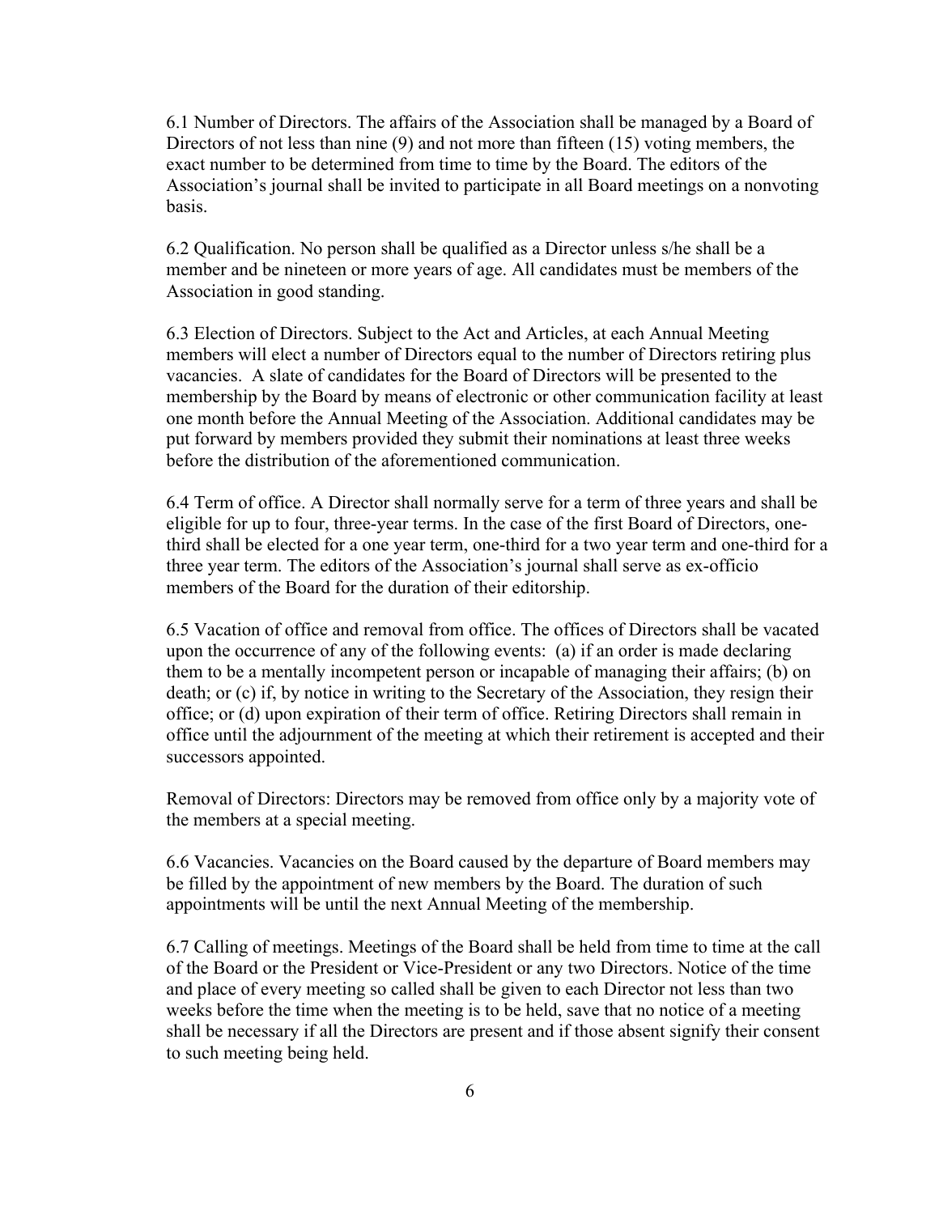6.1 Number of Directors. The affairs of the Association shall be managed by a Board of Directors of not less than nine (9) and not more than fifteen (15) voting members, the exact number to be determined from time to time by the Board. The editors of the Association's journal shall be invited to participate in all Board meetings on a nonvoting basis.

6.2 Qualification. No person shall be qualified as a Director unless s/he shall be a member and be nineteen or more years of age. All candidates must be members of the Association in good standing.

6.3 Election of Directors. Subject to the Act and Articles, at each Annual Meeting members will elect a number of Directors equal to the number of Directors retiring plus vacancies. A slate of candidates for the Board of Directors will be presented to the membership by the Board by means of electronic or other communication facility at least one month before the Annual Meeting of the Association. Additional candidates may be put forward by members provided they submit their nominations at least three weeks before the distribution of the aforementioned communication.

6.4 Term of office. A Director shall normally serve for a term of three years and shall be eligible for up to four, three-year terms. In the case of the first Board of Directors, one-third shall be elected for a one year term, one-third for a two year term and one-third for a three year term. The editors of the Association's journal shall serve as ex-officio members of the Board for the duration of their editorship.

6.5 Vacation of office and removal from office. The offices of Directors shall be vacated upon the occurrence of any of the following events: (a) if an order is made declaring them to be a mentally incompetent person or incapable of managing their affairs; (b) on death; or (c) if, by notice in writing to the Secretary of the Association, they resign their office; or (d) upon expiration of their term of office. Retiring Directors shall remain in office until the adjournment of the meeting at which their retirement is accepted and their successors appointed.

Removal of Directors: Directors may be removed from office only by a majority vote of the members at a special meeting.

6.6 Vacancies. Vacancies on the Board caused by the departure of Board members may be filled by the appointment of new members by the Board. The duration of such appointments will be until the next Annual Meeting of the membership.

6.7 Calling of meetings. Meetings of the Board shall be held from time to time at the call of the Board or the President or Vice-President or any two Directors. Notice of the time and place of every meeting so called shall be given to each Director not less than two weeks before the time when the meeting is to be held, save that no notice of a meeting shall be necessary if all the Directors are present and if those absent signify their consent to such meeting being held.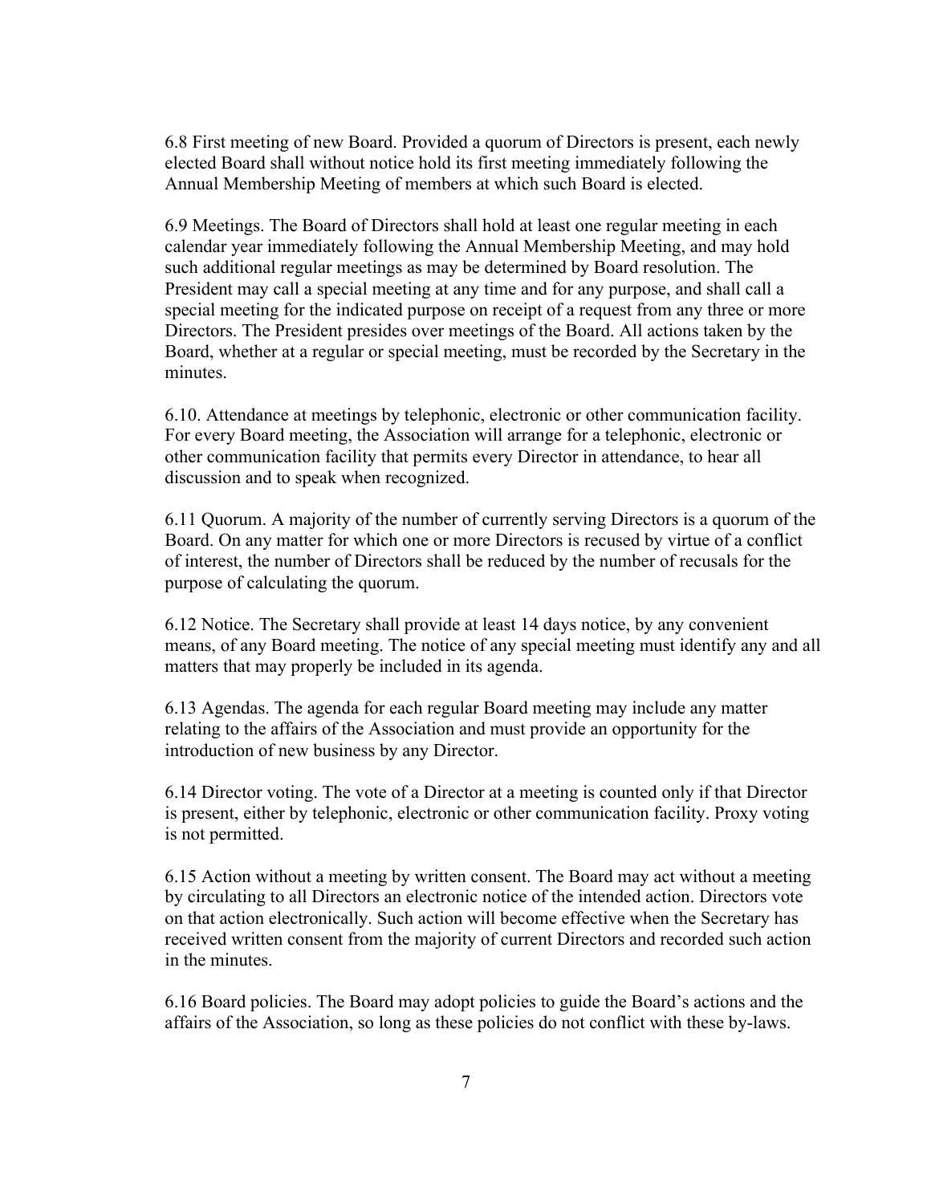6.8 First meeting of new Board. Provided a quorum of Directors is present, each newly elected Board shall without notice hold its first meeting immediately following the Annual Membership Meeting of members at which such Board is elected.

6.9 Meetings. The Board of Directors shall hold at least one regular meeting in each calendar year immediately following the Annual Membership Meeting, and may hold such additional regular meetings as may be determined by Board resolution. The President may call a special meeting at any time and for any purpose, and shall call a special meeting for the indicated purpose on receipt of a request from any three or more Directors. The President presides over meetings of the Board. All actions taken by the Board, whether at a regular or special meeting, must be recorded by the Secretary in the minutes.

6.10. Attendance at meetings by telephonic, electronic or other communication facility. For every Board meeting, the Association will arrange for a telephonic, electronic or other communication facility that permits every Director in attendance, to hear all discussion and to speak when recognized.

6.11 Quorum. A majority of the number of currently serving Directors is a quorum of the Board. On any matter for which one or more Directors is recused by virtue of a conflict of interest, the number of Directors shall be reduced by the number of recusals for the purpose of calculating the quorum.

6.12 Notice. The Secretary shall provide at least 14 days notice, by any convenient means, of any Board meeting. The notice of any special meeting must identify any and all matters that may properly be included in its agenda.

6.13 Agendas. The agenda for each regular Board meeting may include any matter relating to the affairs of the Association and must provide an opportunity for the introduction of new business by any Director.

6.14 Director voting. The vote of a Director at a meeting is counted only if that Director is present, either by telephonic, electronic or other communication facility. Proxy voting is not permitted.

6.15 Action without a meeting by written consent. The Board may act without a meeting by circulating to all Directors an electronic notice of the intended action. Directors vote on that action electronically. Such action will become effective when the Secretary has received written consent from the majority of current Directors and recorded such action in the minutes.

6.16 Board policies. The Board may adopt policies to guide the Board's actions and the affairs of the Association, so long as these policies do not conflict with these by-laws.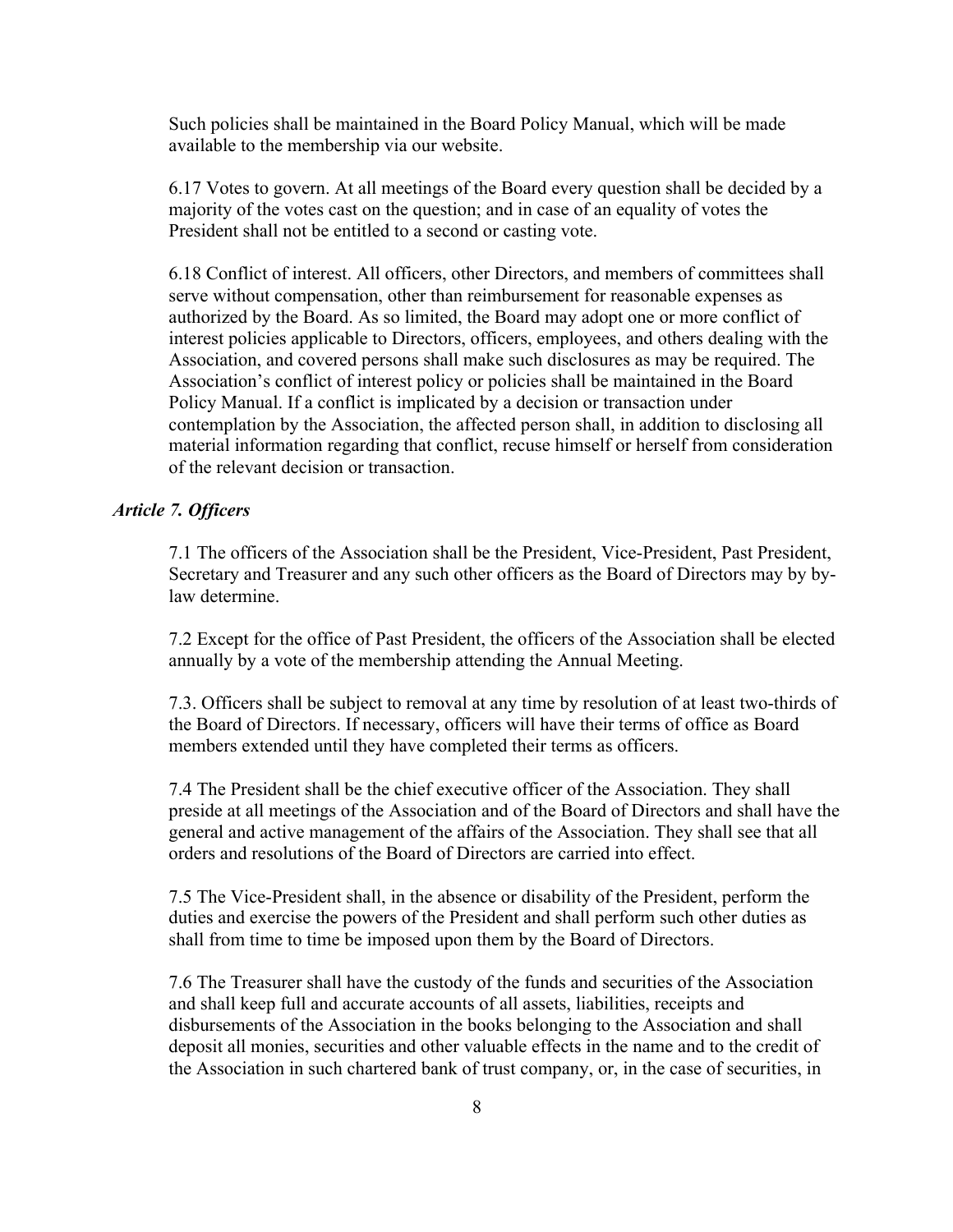Such policies shall be maintained in the Board Policy Manual, which will be made available to the membership via our website.

6.17 Votes to govern. At all meetings of the Board every question shall be decided by a majority of the votes cast on the question; and in case of an equality of votes the President shall not be entitled to a second or casting vote.

6.18 Conflict of interest. All officers, other Directors, and members of committees shall serve without compensation, other than reimbursement for reasonable expenses as authorized by the Board. As so limited, the Board may adopt one or more conflict of interest policies applicable to Directors, officers, employees, and others dealing with the Association, and covered persons shall make such disclosures as may be required. The Association's conflict of interest policy or policies shall be maintained in the Board Policy Manual. If a conflict is implicated by a decision or transaction under contemplation by the Association, the affected person shall, in addition to disclosing all material information regarding that conflict, recuse himself or herself from consideration of the relevant decision or transaction.

### *Article 7. Officers*

7.1 The officers of the Association shall be the President, Vice-President, Past President, Secretary and Treasurer and any such other officers as the Board of Directors may by by-law determine.

7.2 Except for the office of Past President, the officers of the Association shall be elected annually by a vote of the membership attending the Annual Meeting.

7.3. Officers shall be subject to removal at any time by resolution of at least two-thirds of the Board of Directors. If necessary, officers will have their terms of office as Board members extended until they have completed their terms as officers.

7.4 The President shall be the chief executive officer of the Association. They shall preside at all meetings of the Association and of the Board of Directors and shall have the general and active management of the affairs of the Association. They shall see that all orders and resolutions of the Board of Directors are carried into effect.

7.5 The Vice-President shall, in the absence or disability of the President, perform the duties and exercise the powers of the President and shall perform such other duties as shall from time to time be imposed upon them by the Board of Directors.

7.6 The Treasurer shall have the custody of the funds and securities of the Association and shall keep full and accurate accounts of all assets, liabilities, receipts and disbursements of the Association in the books belonging to the Association and shall deposit all monies, securities and other valuable effects in the name and to the credit of the Association in such chartered bank of trust company, or, in the case of securities, in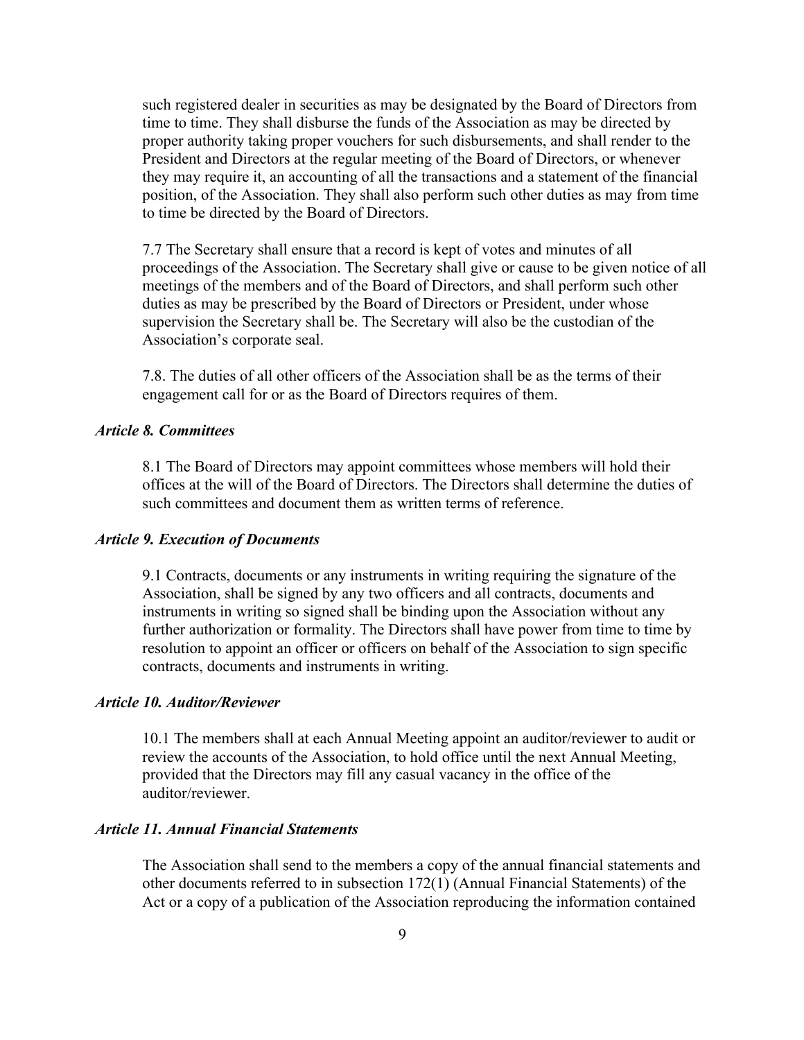such registered dealer in securities as may be designated by the Board of Directors from time to time. They shall disburse the funds of the Association as may be directed by proper authority taking proper vouchers for such disbursements, and shall render to the President and Directors at the regular meeting of the Board of Directors, or whenever they may require it, an accounting of all the transactions and a statement of the financial position, of the Association. They shall also perform such other duties as may from time to time be directed by the Board of Directors.

7.7 The Secretary shall ensure that a record is kept of votes and minutes of all proceedings of the Association. The Secretary shall give or cause to be given notice of all meetings of the members and of the Board of Directors, and shall perform such other duties as may be prescribed by the Board of Directors or President, under whose supervision the Secretary shall be. The Secretary will also be the custodian of the Association's corporate seal.

7.8. The duties of all other officers of the Association shall be as the terms of their engagement call for or as the Board of Directors requires of them.

***Article 8. Committees***

8.1 The Board of Directors may appoint committees whose members will hold their offices at the will of the Board of Directors. The Directors shall determine the duties of such committees and document them as written terms of reference.

***Article 9. Execution of Documents***

9.1 Contracts, documents or any instruments in writing requiring the signature of the Association, shall be signed by any two officers and all contracts, documents and instruments in writing so signed shall be binding upon the Association without any further authorization or formality. The Directors shall have power from time to time by resolution to appoint an officer or officers on behalf of the Association to sign specific contracts, documents and instruments in writing.

***Article 10. Auditor/Reviewer***

10.1 The members shall at each Annual Meeting appoint an auditor/reviewer to audit or review the accounts of the Association, to hold office until the next Annual Meeting, provided that the Directors may fill any casual vacancy in the office of the auditor/reviewer.

***Article 11. Annual Financial Statements***

The Association shall send to the members a copy of the annual financial statements and other documents referred to in subsection 172(1) (Annual Financial Statements) of the Act or a copy of a publication of the Association reproducing the information contained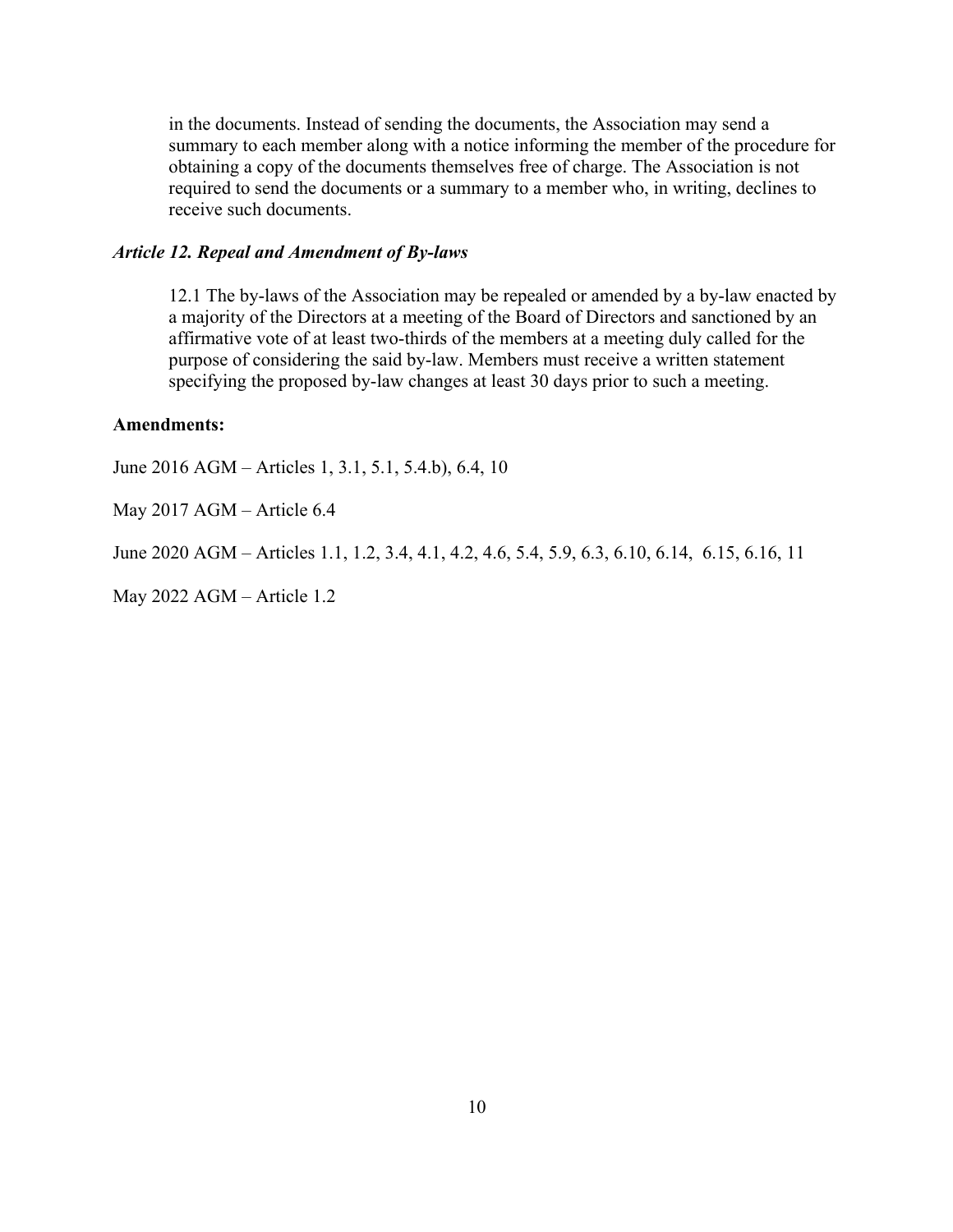in the documents. Instead of sending the documents, the Association may send a summary to each member along with a notice informing the member of the procedure for obtaining a copy of the documents themselves free of charge. The Association is not required to send the documents or a summary to a member who, in writing, declines to receive such documents.

### *Article 12. Repeal and Amendment of By-laws*

12.1 The by-laws of the Association may be repealed or amended by a by-law enacted by a majority of the Directors at a meeting of the Board of Directors and sanctioned by an affirmative vote of at least two-thirds of the members at a meeting duly called for the purpose of considering the said by-law. Members must receive a written statement specifying the proposed by-law changes at least 30 days prior to such a meeting.

**Amendments:**

June 2016 AGM – Articles 1, 3.1, 5.1, 5.4.b), 6.4, 10

May 2017 AGM – Article 6.4

June 2020 AGM – Articles 1.1, 1.2, 3.4, 4.1, 4.2, 4.6, 5.4, 5.9, 6.3, 6.10, 6.14, 6.15, 6.16, 11

May 2022 AGM – Article 1.2